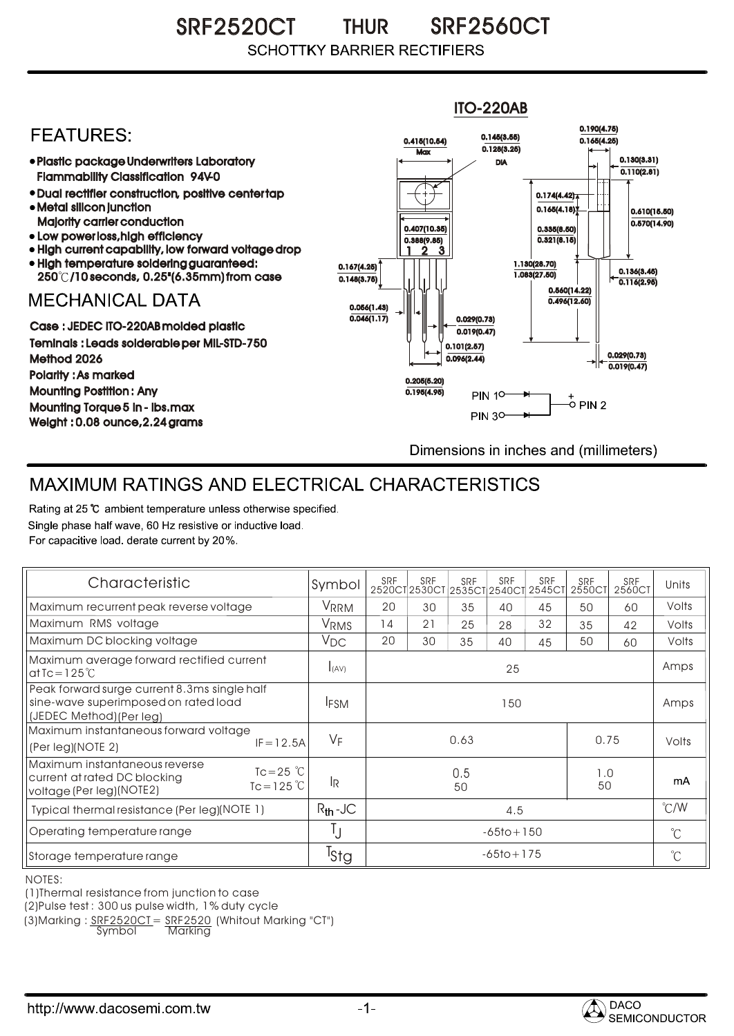# SRF2520CT THUR SRF2560CT

## SCHOTTKY BARRIER RECTIFIERS

ITO-220AB

## FEATURES:

- Plastic package Underwriters Laboratory Flammability Classification 94V-0
- Dual rectifier construction, positive center tap
- Metal silicon junction Majority carrier conduction
- Low power loss, high efficiency
- High current capability, low forward voltage drop
- High temperature soldering guaranteed: 250℃/10 seconds, 0.25"(6.35mm) from case

## MECHANICAL DATA

Case : JEDEC ITO-220AB molded plastic

Teminals : Leads solderable per MIL-STD-750 Method 2026

Polarity : As marked

Mounting Postition : Any

Mounting Torque 5 in - lbs.max

Weight : 0.08 ounce, 2.24 grams

Dimensions in inches and (millimeters)

## MAXIMUM RATINGS AND ELECTRICAL CHARACTERISTICS

Rating at 25 ℃ ambient temperature unless otherwise specified.

Single phase half wave, 60 Hz resistive or inductive load.

For capacitive load. derate current by 20%.

| Characteristic | Symbol | SRF 2520CT | SRF 2530CT | SRF 2535CT | SRF 2540CT | SRF 2545CT | SRF 2550CT | SRF 2560CT | Units |
|---|---|---|---|---|---|---|---|---|---|
| Maximum recurrent peak reverse voltage | $V_{RRM}$ | 20 | 30 | 35 | 40 | 45 | 50 | 60 | Volts |
| Maximum RMS voltage | $V_{RMS}$ | 14 | 21 | 25 | 28 | 32 | 35 | 42 | Volts |
| Maximum DC blocking voltage | $V_{DC}$ | 20 | 30 | 35 | 40 | 45 | 50 | 60 | Volts |
| Maximum average forward rectified current at Tc=125℃ | $I_{(AV)}$ | 25 | | | | | | | Amps |
| Peak forward surge current 8.3ms single half sine-wave superimposed on rated load (JEDEC Method)(Per leg) | $I_{FSM}$ | 150 | | | | | | | Amps |
| Maximum instantaneous forward voltage (Per leg)(NOTE 2) IF=12.5A | $V_F$ | 0.63 | | | | | 0.75 | | Volts |
| Maximum instantaneous reverse current at rated DC blocking voltage (Per leg)(NOTE2) Tc=25 ℃ / Tc=125 ℃ | $I_R$ | 0.5 / 50 | | | | | 1.0 / 50 | | mA |
| Typical thermal resistance (Per leg)(NOTE 1) | $R_{th}$-JC | 4.5 | | | | | | | ℃/W |
| Operating temperature range | $T_J$ | -65to+150 | | | | | | | ℃ |
| Storage temperature range | $T_{Stg}$ | -65to+175 | | | | | | | ℃ |

NOTES:

(1)Thermal resistance from junction to case

(2)Pulse test : 300 us pulse width, 1% duty cycle

(3)Marking : SRF2520CT = SRF2520 (Whitout Marking "CT") Symbol Marking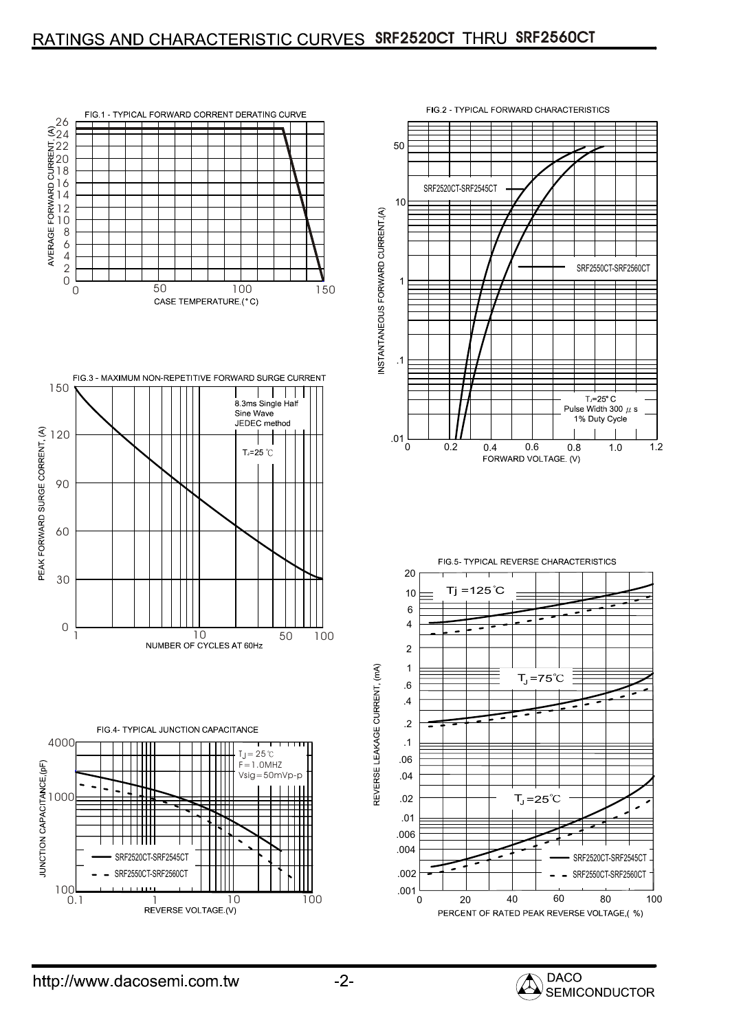# RATINGS AND CHARACTERISTIC CURVES SRF2520CT THRU SRF2560CT

FIG.1 - TYPICAL FORWARD CORRENT DERATING CURVE

AVERAGE FORWARD CURRENT, (A)

26
24
22
20
18
16
14
12
10
8
6
4
2
0

0
50
100
150

CASE TEMPERATURE.(°C)

FIG.2 - TYPICAL FORWARD CHARACTERISTICS

INSTANTANEOUS FORWARD CURRENT,(A)

50
10
1
.1
.01

SRF2520CT-SRF2545CT

SRF2550CT-SRF2560CT

$T_J$=25° C
Pulse Width 300 $\mu$ s
1% Duty Cycle

0
0.2
0.4
0.6
0.8
1.0
1.2

FORWARD VOLTAGE. (V)

FIG.3 - MAXIMUM NON-REPETITIVE FORWARD SURGE CURRENT

PEAK FORWARD SURGE CORRENT, (A)

150
120
90
60
30
0

8.3ms Single Half
Sine Wave
JEDEC method

$T_J$=25 ℃

1
10
50
100

NUMBER OF CYCLES AT 60Hz

FIG.4- TYPICAL JUNCTION CAPACITANCE

JUNCTION CAPACITANCE,(pF)

4000
1000
100

$T_J$= 25 ℃
F=1.0MHZ
Vsig=50mVp-p

SRF2520CT-SRF2545CT
SRF2550CT-SRF2560CT

0.1
1
10
100

REVERSE VOLTAGE.(V)

FIG.5- TYPICAL REVERSE CHARACTERISTICS

REVERSE LEAKAGE CURRENT, (mA)

20
10
6
4
2
1
.6
.4
.2
.1
.06
.04
.02
.01
.006
.004
.002
.001

Tj =125°C

$T_J$ =75℃

$T_J$ =25℃

SRF2520CT-SRF2545CT
SRF2550CT-SRF2560CT

0
20
40
60
80
100

PERCENT OF RATED PEAK REVERSE VOLTAGE,( %)

http://www.dacosemi.com.tw

DACO SEMICONDUCTOR